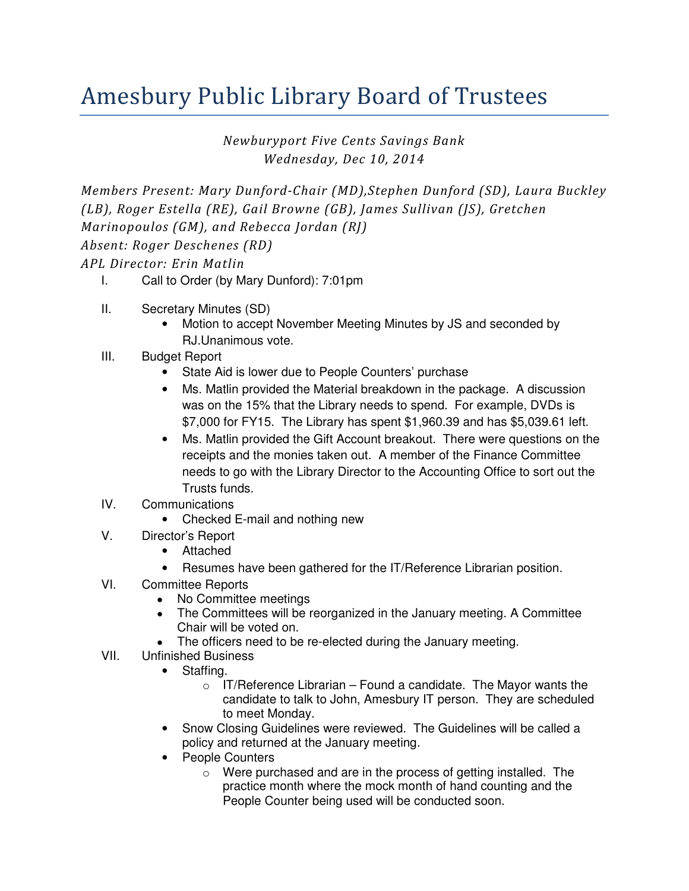# Amesbury Public Library Board of Trustees

*Newburyport Five Cents Savings Bank*
*Wednesday, Dec 10, 2014*

*Members Present: Mary Dunford-Chair (MD),Stephen Dunford (SD), Laura Buckley (LB), Roger Estella (RE), Gail Browne (GB), James Sullivan (JS), Gretchen Marinopoulos (GM), and Rebecca Jordan (RJ)*
*Absent: Roger Deschenes (RD)*
*APL Director: Erin Matlin*

I. Call to Order (by Mary Dunford): 7:01pm

II. Secretary Minutes (SD)
   - Motion to accept November Meeting Minutes by JS and seconded by RJ.Unanimous vote.

III. Budget Report
   - State Aid is lower due to People Counters' purchase
   - Ms. Matlin provided the Material breakdown in the package. A discussion was on the 15% that the Library needs to spend. For example, DVDs is $7,000 for FY15. The Library has spent $1,960.39 and has $5,039.61 left.
   - Ms. Matlin provided the Gift Account breakout. There were questions on the receipts and the monies taken out. A member of the Finance Committee needs to go with the Library Director to the Accounting Office to sort out the Trusts funds.

IV. Communications
   - Checked E-mail and nothing new

V. Director's Report
   - Attached
   - Resumes have been gathered for the IT/Reference Librarian position.

VI. Committee Reports
   - No Committee meetings
   - The Committees will be reorganized in the January meeting. A Committee Chair will be voted on.
   - The officers need to be re-elected during the January meeting.

VII. Unfinished Business
   - Staffing.
     - IT/Reference Librarian – Found a candidate. The Mayor wants the candidate to talk to John, Amesbury IT person. They are scheduled to meet Monday.
   - Snow Closing Guidelines were reviewed. The Guidelines will be called a policy and returned at the January meeting.
   - People Counters
     - Were purchased and are in the process of getting installed. The practice month where the mock month of hand counting and the People Counter being used will be conducted soon.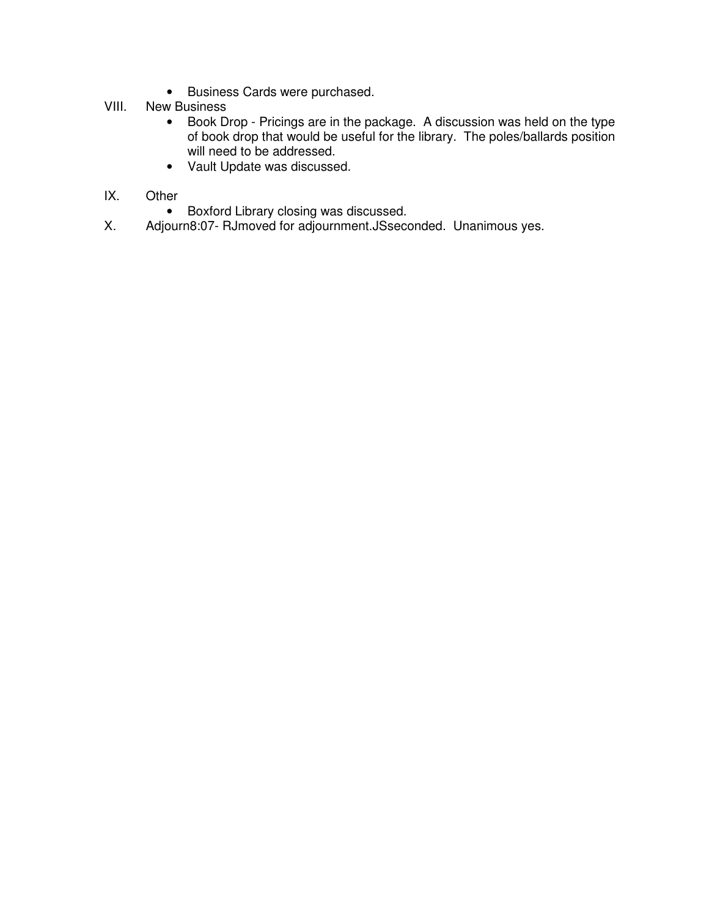- Business Cards were purchased.

VIII. New Business

- Book Drop - Pricings are in the package. A discussion was held on the type of book drop that would be useful for the library. The poles/ballards position will need to be addressed.
- Vault Update was discussed.

IX. Other

- Boxford Library closing was discussed.

X. Adjourn8:07- RJmoved for adjournment.JSseconded. Unanimous yes.